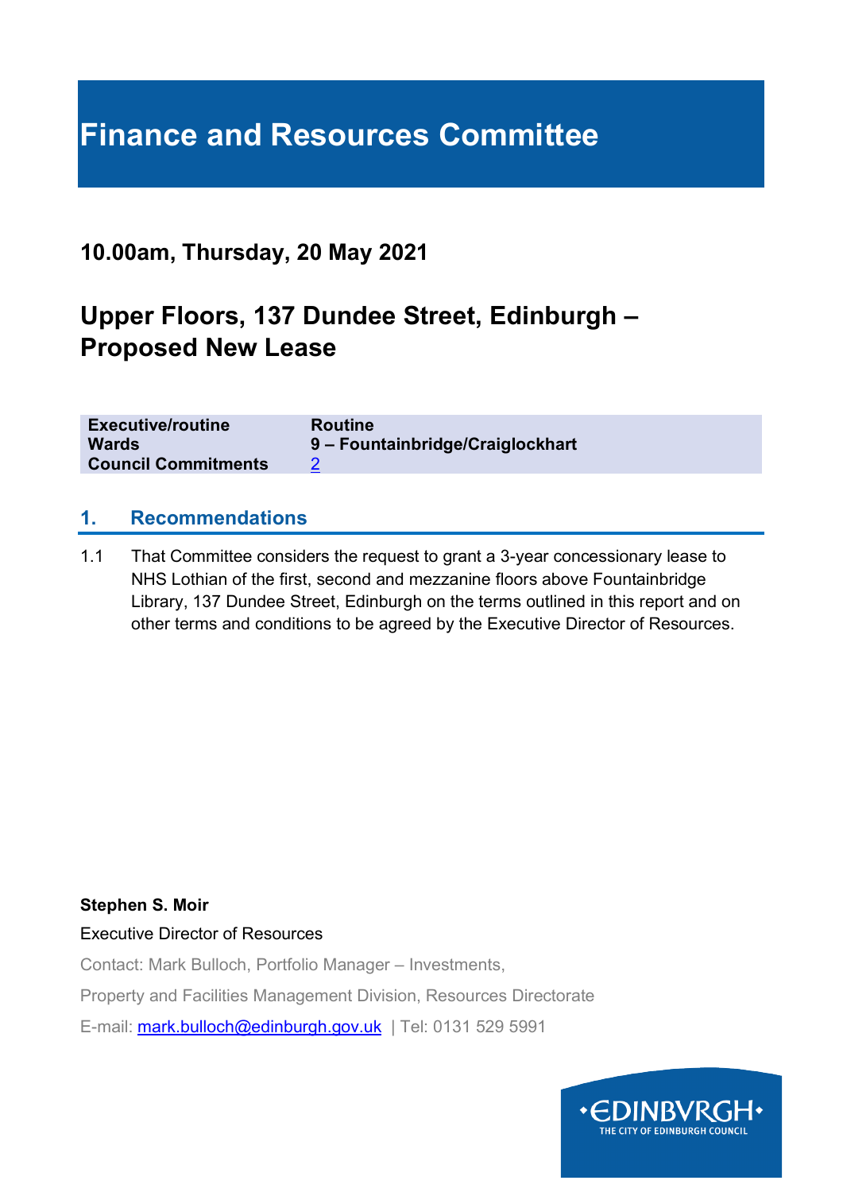# Finance and Resources Committee

## 10.00am, Thursday, 20 May 2021

## Upper Floors, 137 Dundee Street, Edinburgh – Proposed New Lease

| | |
|---|---|
| **Executive/routine** | **Routine** |
| **Wards** | **9 – Fountainbridge/Craiglockhart** |
| **Council Commitments** | 2 |

## 1. Recommendations

1.1 That Committee considers the request to grant a 3-year concessionary lease to NHS Lothian of the first, second and mezzanine floors above Fountainbridge Library, 137 Dundee Street, Edinburgh on the terms outlined in this report and on other terms and conditions to be agreed by the Executive Director of Resources.

**Stephen S. Moir**

Executive Director of Resources

Contact: Mark Bulloch, Portfolio Manager – Investments,

Property and Facilities Management Division, Resources Directorate

E-mail: mark.bulloch@edinburgh.gov.uk | Tel: 0131 529 5991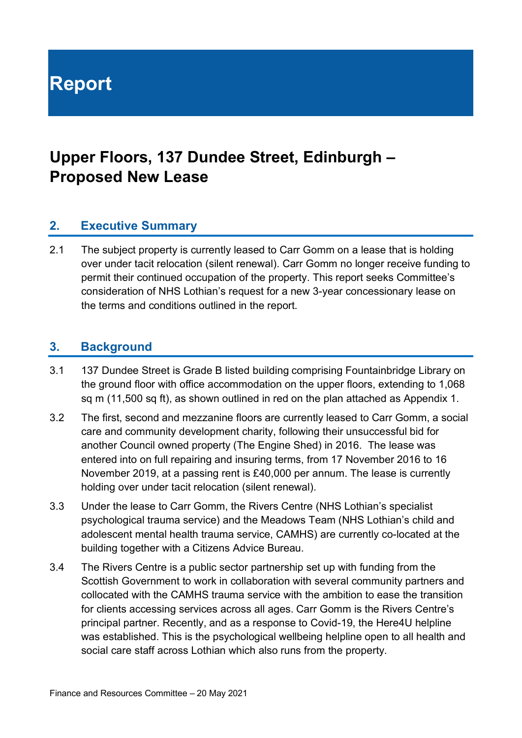# Report

## Upper Floors, 137 Dundee Street, Edinburgh – Proposed New Lease

### 2. Executive Summary

2.1 The subject property is currently leased to Carr Gomm on a lease that is holding over under tacit relocation (silent renewal). Carr Gomm no longer receive funding to permit their continued occupation of the property. This report seeks Committee's consideration of NHS Lothian's request for a new 3-year concessionary lease on the terms and conditions outlined in the report.

### 3. Background

3.1 137 Dundee Street is Grade B listed building comprising Fountainbridge Library on the ground floor with office accommodation on the upper floors, extending to 1,068 sq m (11,500 sq ft), as shown outlined in red on the plan attached as Appendix 1.

3.2 The first, second and mezzanine floors are currently leased to Carr Gomm, a social care and community development charity, following their unsuccessful bid for another Council owned property (The Engine Shed) in 2016. The lease was entered into on full repairing and insuring terms, from 17 November 2016 to 16 November 2019, at a passing rent is £40,000 per annum. The lease is currently holding over under tacit relocation (silent renewal).

3.3 Under the lease to Carr Gomm, the Rivers Centre (NHS Lothian's specialist psychological trauma service) and the Meadows Team (NHS Lothian's child and adolescent mental health trauma service, CAMHS) are currently co-located at the building together with a Citizens Advice Bureau.

3.4 The Rivers Centre is a public sector partnership set up with funding from the Scottish Government to work in collaboration with several community partners and collocated with the CAMHS trauma service with the ambition to ease the transition for clients accessing services across all ages. Carr Gomm is the Rivers Centre's principal partner. Recently, and as a response to Covid-19, the Here4U helpline was established. This is the psychological wellbeing helpline open to all health and social care staff across Lothian which also runs from the property.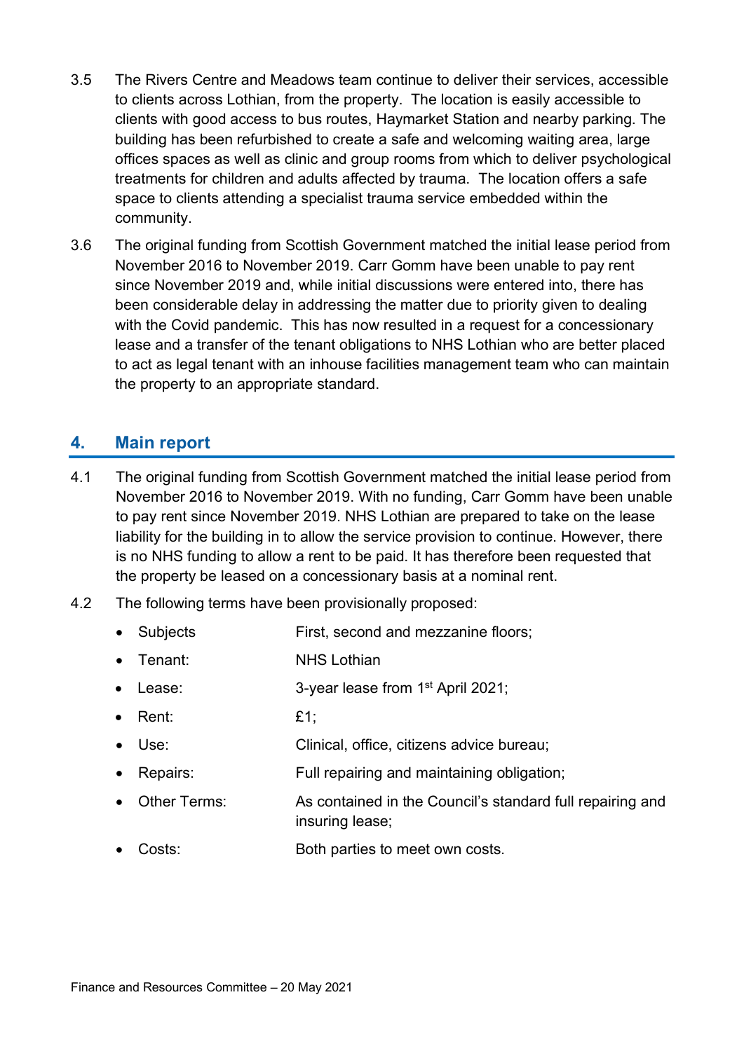3.5 The Rivers Centre and Meadows team continue to deliver their services, accessible to clients across Lothian, from the property. The location is easily accessible to clients with good access to bus routes, Haymarket Station and nearby parking. The building has been refurbished to create a safe and welcoming waiting area, large offices spaces as well as clinic and group rooms from which to deliver psychological treatments for children and adults affected by trauma. The location offers a safe space to clients attending a specialist trauma service embedded within the community.

3.6 The original funding from Scottish Government matched the initial lease period from November 2016 to November 2019. Carr Gomm have been unable to pay rent since November 2019 and, while initial discussions were entered into, there has been considerable delay in addressing the matter due to priority given to dealing with the Covid pandemic. This has now resulted in a request for a concessionary lease and a transfer of the tenant obligations to NHS Lothian who are better placed to act as legal tenant with an inhouse facilities management team who can maintain the property to an appropriate standard.

## 4. Main report

4.1 The original funding from Scottish Government matched the initial lease period from November 2016 to November 2019. With no funding, Carr Gomm have been unable to pay rent since November 2019. NHS Lothian are prepared to take on the lease liability for the building in to allow the service provision to continue. However, there is no NHS funding to allow a rent to be paid. It has therefore been requested that the property be leased on a concessionary basis at a nominal rent.

4.2 The following terms have been provisionally proposed:

- Subjects First, second and mezzanine floors;
- Tenant: NHS Lothian
- Lease: 3-year lease from 1st April 2021;
- Rent: £1;
- Use: Clinical, office, citizens advice bureau;
- Repairs: Full repairing and maintaining obligation;
- Other Terms: As contained in the Council's standard full repairing and insuring lease;
- Costs: Both parties to meet own costs.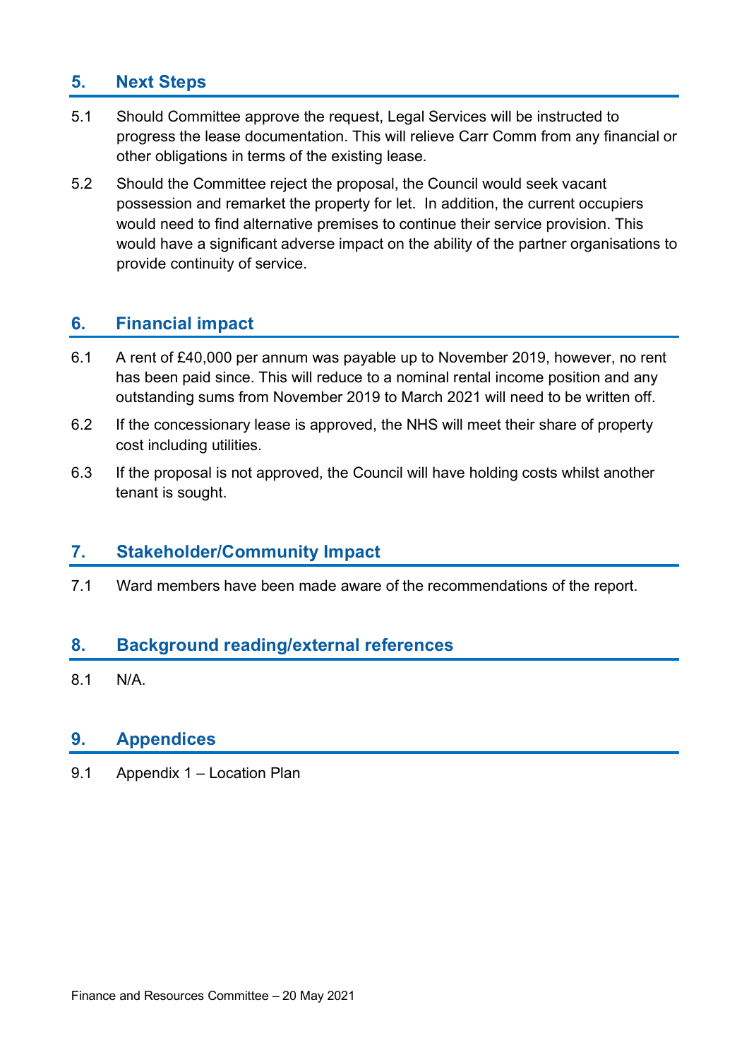## 5. Next Steps

5.1 Should Committee approve the request, Legal Services will be instructed to progress the lease documentation. This will relieve Carr Comm from any financial or other obligations in terms of the existing lease.

5.2 Should the Committee reject the proposal, the Council would seek vacant possession and remarket the property for let. In addition, the current occupiers would need to find alternative premises to continue their service provision. This would have a significant adverse impact on the ability of the partner organisations to provide continuity of service.

## 6. Financial impact

6.1 A rent of £40,000 per annum was payable up to November 2019, however, no rent has been paid since. This will reduce to a nominal rental income position and any outstanding sums from November 2019 to March 2021 will need to be written off.

6.2 If the concessionary lease is approved, the NHS will meet their share of property cost including utilities.

6.3 If the proposal is not approved, the Council will have holding costs whilst another tenant is sought.

## 7. Stakeholder/Community Impact

7.1 Ward members have been made aware of the recommendations of the report.

## 8. Background reading/external references

8.1 N/A.

## 9. Appendices

9.1 Appendix 1 – Location Plan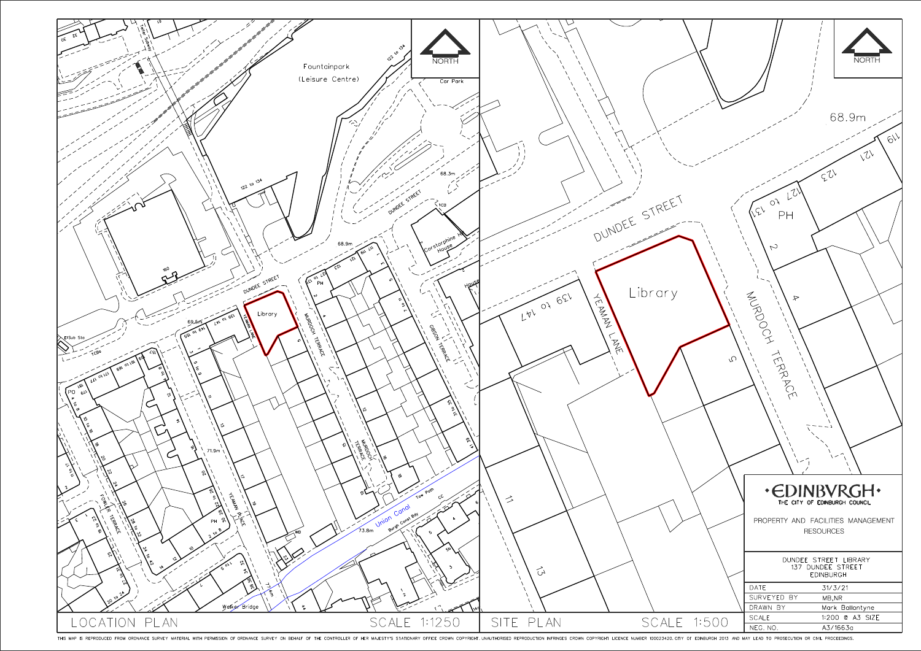LOCATION PLAN SCALE 1:1250

SITE PLAN SCALE 1:500

NORTH

Fountainpark (Leisure Centre)

Car Park

DUNDEE STREET

MURDOCH TERRACE

YEAMAN LANE

YEAMAN PLACE

GIBSON TERRACE

FOWLER TERRACE

Union Canal

Tow Path

Burgh Canal Bay

Library

Corstorphine Hill House

Walker Bridge

68.9m

68.3m

69.5m

71.9m

73.8m

139 to 147

127 to 131

PH

**·EDINBVRGH·**
THE CITY OF EDINBURGH COUNCIL

PROPERTY AND FACILITIES MANAGEMENT
RESOURCES

DUNDEE STREET LIBRARY
137 DUNDEE STREET
EDINBURGH

| | |
|---|---|
| DATE | 31/3/21 |
| SURVEYED BY | MB,NR |
| DRAWN BY | Mark Ballantyne |
| SCALE | 1:200 @ A3 SIZE |
| NEG. NO. | A3/1663a |

THIS MAP IS REPRODUCED FROM ORDNANCE SURVEY MATERIAL WITH PERMISSION OF ORDNANCE SURVEY ON BEHALF OF THE CONTROLLER OF HER MAJESTY'S STATIONARY OFFICE CROWN COPYRIGHT. UNAUTHORISED REPRODUCTION INFRINGES CROWN COPYRIGHT LICENCE NUMBER 100023420. CITY OF EDINBURGH 2013 AND MAY LEAD TO PROSECUTION OR CIVIL PROCEEDINGS.